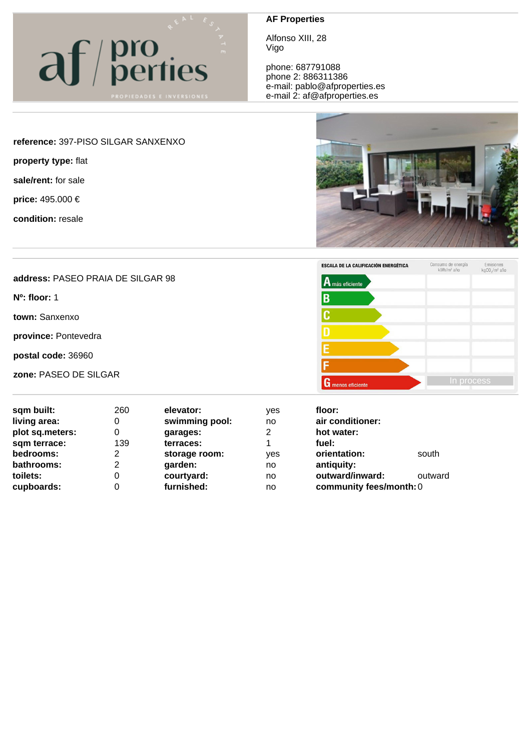**AF Properties**

Alfonso XIII, 28
Vigo

phone: 687791088
phone 2: 886311386
e-mail: pablo@afproperties.es
e-mail 2: af@afproperties.es

**reference:** 397-PISO SILGAR SANXENXO

**property type:** flat

**sale/rent:** for sale

**price:** 495.000 €

**condition:** resale

**address:** PASEO PRAIA DE SILGAR 98

**Nº: floor:** 1

**town:** Sanxenxo

**province:** Pontevedra

**postal code:** 36960

**zone:** PASEO DE SILGAR

ESCALA DE LA CALIFICACIÓN ENERGÉTICA — Consumo de energía kWh/m² año — Emisiones kgCO2/m² año

A más eficiente / B / C / D / E / F / G menos eficiente — In process

| | | | | | |
|---|---|---|---|---|---|
| **sqm built:** | 260 | **elevator:** | yes | **floor:** | |
| **living area:** | 0 | **swimming pool:** | no | **air conditioner:** | |
| **plot sq.meters:** | 0 | **garages:** | 2 | **hot water:** | |
| **sqm terrace:** | 139 | **terraces:** | 1 | **fuel:** | |
| **bedrooms:** | 2 | **storage room:** | yes | **orientation:** | south |
| **bathrooms:** | 2 | **garden:** | no | **antiquity:** | |
| **toilets:** | 0 | **courtyard:** | no | **outward/inward:** | outward |
| **cupboards:** | 0 | **furnished:** | no | **community fees/month:** | 0 |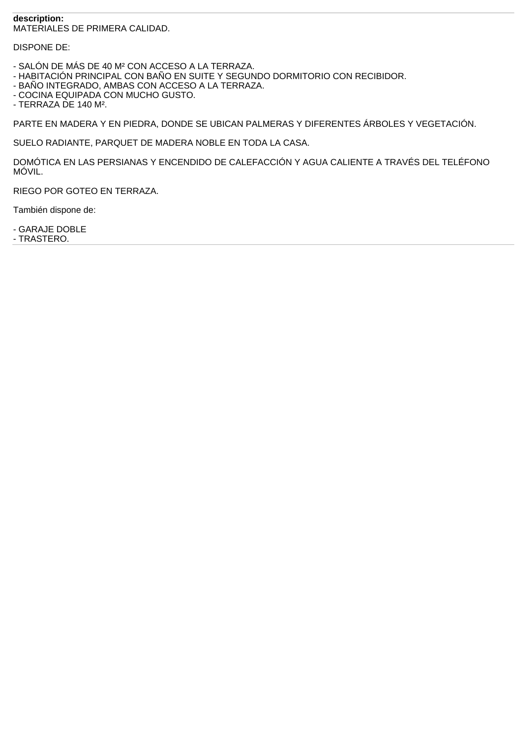**description:**
MATERIALES DE PRIMERA CALIDAD.

DISPONE DE:

- SALÓN DE MÁS DE 40 M² CON ACCESO A LA TERRAZA.
- HABITACIÓN PRINCIPAL CON BAÑO EN SUITE Y SEGUNDO DORMITORIO CON RECIBIDOR.
- BAÑO INTEGRADO, AMBAS CON ACCESO A LA TERRAZA.
- COCINA EQUIPADA CON MUCHO GUSTO.
- TERRAZA DE 140 M².

PARTE EN MADERA Y EN PIEDRA, DONDE SE UBICAN PALMERAS Y DIFERENTES ÁRBOLES Y VEGETACIÓN.

SUELO RADIANTE, PARQUET DE MADERA NOBLE EN TODA LA CASA.

DOMÓTICA EN LAS PERSIANAS Y ENCENDIDO DE CALEFACCIÓN Y AGUA CALIENTE A TRAVÉS DEL TELÉFONO MÓVIL.

RIEGO POR GOTEO EN TERRAZA.

También dispone de:

- GARAJE DOBLE
- TRASTERO.